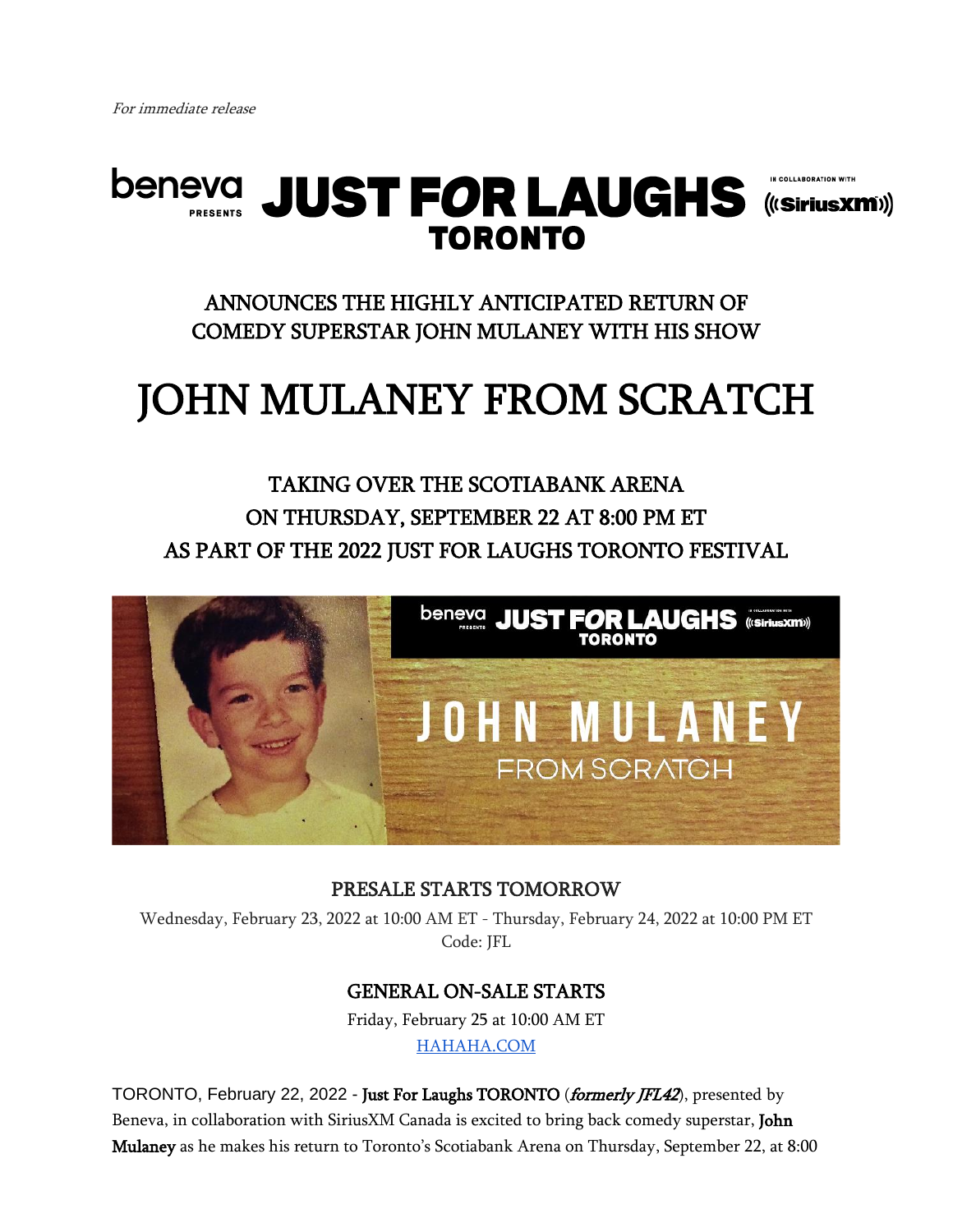*For immediate release*

**beneva** PRESENTS **JUST FOR LAUGHS TORONTO** IN COLLABORATION WITH SiriusXM

## ANNOUNCES THE HIGHLY ANTICIPATED RETURN OF COMEDY SUPERSTAR JOHN MULANEY WITH HIS SHOW

# JOHN MULANEY FROM SCRATCH

## TAKING OVER THE SCOTIABANK ARENA ON THURSDAY, SEPTEMBER 22 AT 8:00 PM ET AS PART OF THE 2022 JUST FOR LAUGHS TORONTO FESTIVAL

### PRESALE STARTS TOMORROW

Wednesday, February 23, 2022 at 10:00 AM ET - Thursday, February 24, 2022 at 10:00 PM ET
Code: JFL

### GENERAL ON-SALE STARTS

Friday, February 25 at 10:00 AM ET
HAHAHA.COM

TORONTO, February 22, 2022 - **Just For Laughs TORONTO** (*formerly JFL42*), presented by Beneva, in collaboration with SiriusXM Canada is excited to bring back comedy superstar, **John Mulaney** as he makes his return to Toronto's Scotiabank Arena on Thursday, September 22, at 8:00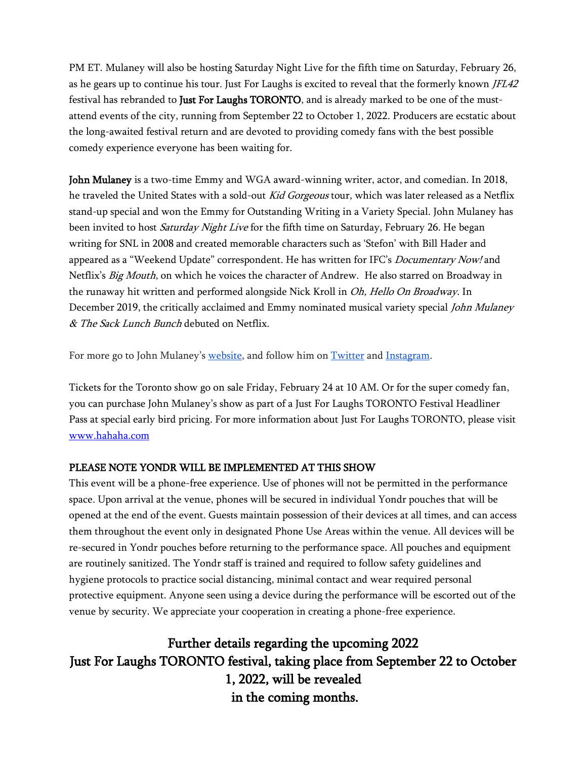PM ET. Mulaney will also be hosting Saturday Night Live for the fifth time on Saturday, February 26, as he gears up to continue his tour. Just For Laughs is excited to reveal that the formerly known *JFL42* festival has rebranded to **Just For Laughs TORONTO**, and is already marked to be one of the must-attend events of the city, running from September 22 to October 1, 2022. Producers are ecstatic about the long-awaited festival return and are devoted to providing comedy fans with the best possible comedy experience everyone has been waiting for.

**John Mulaney** is a two-time Emmy and WGA award-winning writer, actor, and comedian. In 2018, he traveled the United States with a sold-out *Kid Gorgeous* tour, which was later released as a Netflix stand-up special and won the Emmy for Outstanding Writing in a Variety Special. John Mulaney has been invited to host *Saturday Night Live* for the fifth time on Saturday, February 26. He began writing for SNL in 2008 and created memorable characters such as 'Stefon' with Bill Hader and appeared as a "Weekend Update" correspondent. He has written for IFC's *Documentary Now!* and Netflix's *Big Mouth*, on which he voices the character of Andrew. He also starred on Broadway in the runaway hit written and performed alongside Nick Kroll in *Oh, Hello On Broadway*. In December 2019, the critically acclaimed and Emmy nominated musical variety special *John Mulaney & The Sack Lunch Bunch* debuted on Netflix.

For more go to John Mulaney's website, and follow him on Twitter and Instagram.

Tickets for the Toronto show go on sale Friday, February 24 at 10 AM. Or for the super comedy fan, you can purchase John Mulaney's show as part of a Just For Laughs TORONTO Festival Headliner Pass at special early bird pricing. For more information about Just For Laughs TORONTO, please visit www.hahaha.com

**PLEASE NOTE YONDR WILL BE IMPLEMENTED AT THIS SHOW**

This event will be a phone-free experience. Use of phones will not be permitted in the performance space. Upon arrival at the venue, phones will be secured in individual Yondr pouches that will be opened at the end of the event. Guests maintain possession of their devices at all times, and can access them throughout the event only in designated Phone Use Areas within the venue. All devices will be re-secured in Yondr pouches before returning to the performance space. All pouches and equipment are routinely sanitized. The Yondr staff is trained and required to follow safety guidelines and hygiene protocols to practice social distancing, minimal contact and wear required personal protective equipment. Anyone seen using a device during the performance will be escorted out of the venue by security. We appreciate your cooperation in creating a phone-free experience.

## Further details regarding the upcoming 2022 Just For Laughs TORONTO festival, taking place from September 22 to October 1, 2022, will be revealed in the coming months.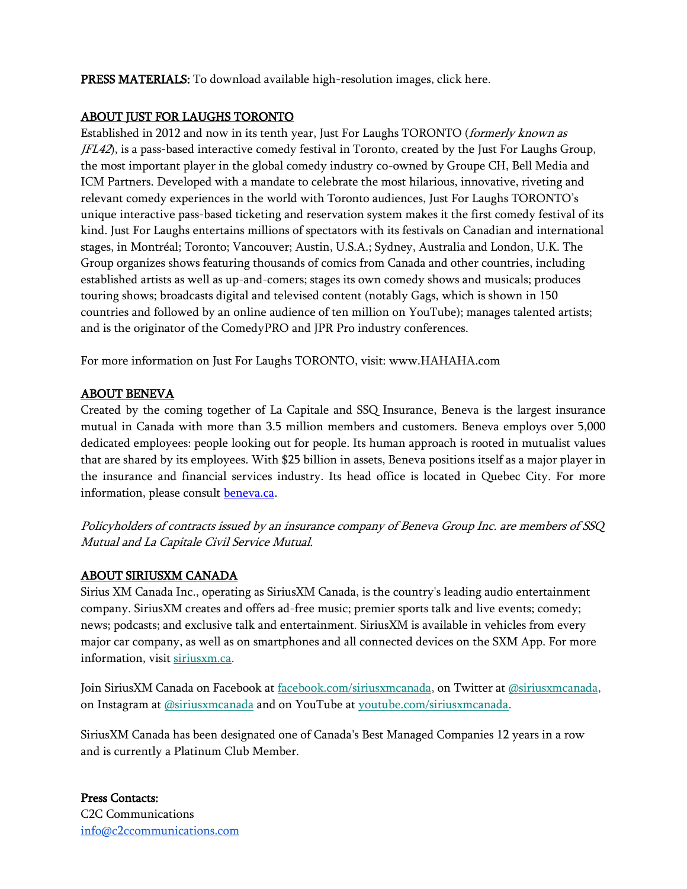**PRESS MATERIALS:** To download available high-resolution images, click here.

## ABOUT JUST FOR LAUGHS TORONTO

Established in 2012 and now in its tenth year, Just For Laughs TORONTO (*formerly known as JFL42*), is a pass-based interactive comedy festival in Toronto, created by the Just For Laughs Group, the most important player in the global comedy industry co-owned by Groupe CH, Bell Media and ICM Partners. Developed with a mandate to celebrate the most hilarious, innovative, riveting and relevant comedy experiences in the world with Toronto audiences, Just For Laughs TORONTO's unique interactive pass-based ticketing and reservation system makes it the first comedy festival of its kind. Just For Laughs entertains millions of spectators with its festivals on Canadian and international stages, in Montréal; Toronto; Vancouver; Austin, U.S.A.; Sydney, Australia and London, U.K. The Group organizes shows featuring thousands of comics from Canada and other countries, including established artists as well as up-and-comers; stages its own comedy shows and musicals; produces touring shows; broadcasts digital and televised content (notably Gags, which is shown in 150 countries and followed by an online audience of ten million on YouTube); manages talented artists; and is the originator of the ComedyPRO and JPR Pro industry conferences.

For more information on Just For Laughs TORONTO, visit: www.HAHAHA.com

## ABOUT BENEVA

Created by the coming together of La Capitale and SSQ Insurance, Beneva is the largest insurance mutual in Canada with more than 3.5 million members and customers. Beneva employs over 5,000 dedicated employees: people looking out for people. Its human approach is rooted in mutualist values that are shared by its employees. With $25 billion in assets, Beneva positions itself as a major player in the insurance and financial services industry. Its head office is located in Quebec City. For more information, please consult beneva.ca.

*Policyholders of contracts issued by an insurance company of Beneva Group Inc. are members of SSQ Mutual and La Capitale Civil Service Mutual.*

## ABOUT SIRIUSXM CANADA

Sirius XM Canada Inc., operating as SiriusXM Canada, is the country's leading audio entertainment company. SiriusXM creates and offers ad-free music; premier sports talk and live events; comedy; news; podcasts; and exclusive talk and entertainment. SiriusXM is available in vehicles from every major car company, as well as on smartphones and all connected devices on the SXM App. For more information, visit siriusxm.ca.

Join SiriusXM Canada on Facebook at facebook.com/siriusxmcanada, on Twitter at @siriusxmcanada, on Instagram at @siriusxmcanada and on YouTube at youtube.com/siriusxmcanada.

SiriusXM Canada has been designated one of Canada's Best Managed Companies 12 years in a row and is currently a Platinum Club Member.

**Press Contacts:**
C2C Communications
info@c2ccommunications.com